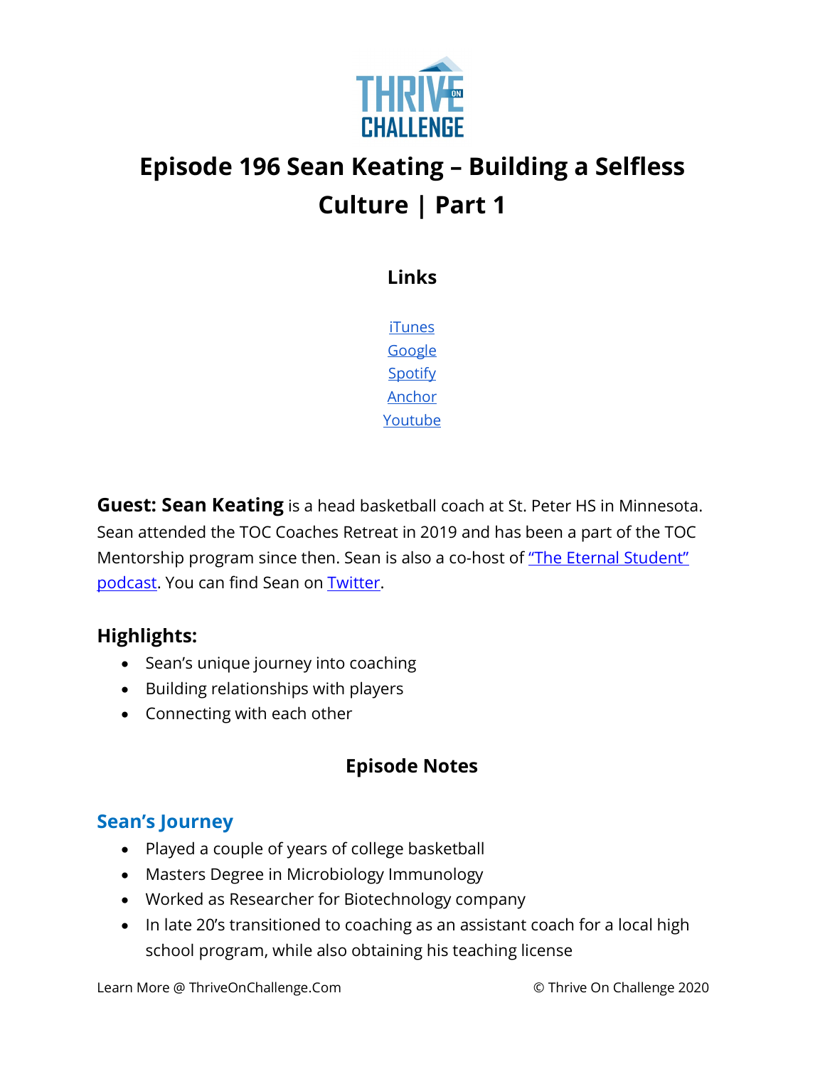# Episode 196 Sean Keating – Building a Selfless Culture | Part 1

## Links

iTunes
Google
Spotify
Anchor
Youtube

**Guest: Sean Keating** is a head basketball coach at St. Peter HS in Minnesota. Sean attended the TOC Coaches Retreat in 2019 and has been a part of the TOC Mentorship program since then. Sean is also a co-host of "The Eternal Student" podcast. You can find Sean on Twitter.

### Highlights:

- Sean's unique journey into coaching
- Building relationships with players
- Connecting with each other

## Episode Notes

### Sean's Journey

- Played a couple of years of college basketball
- Masters Degree in Microbiology Immunology
- Worked as Researcher for Biotechnology company
- In late 20's transitioned to coaching as an assistant coach for a local high school program, while also obtaining his teaching license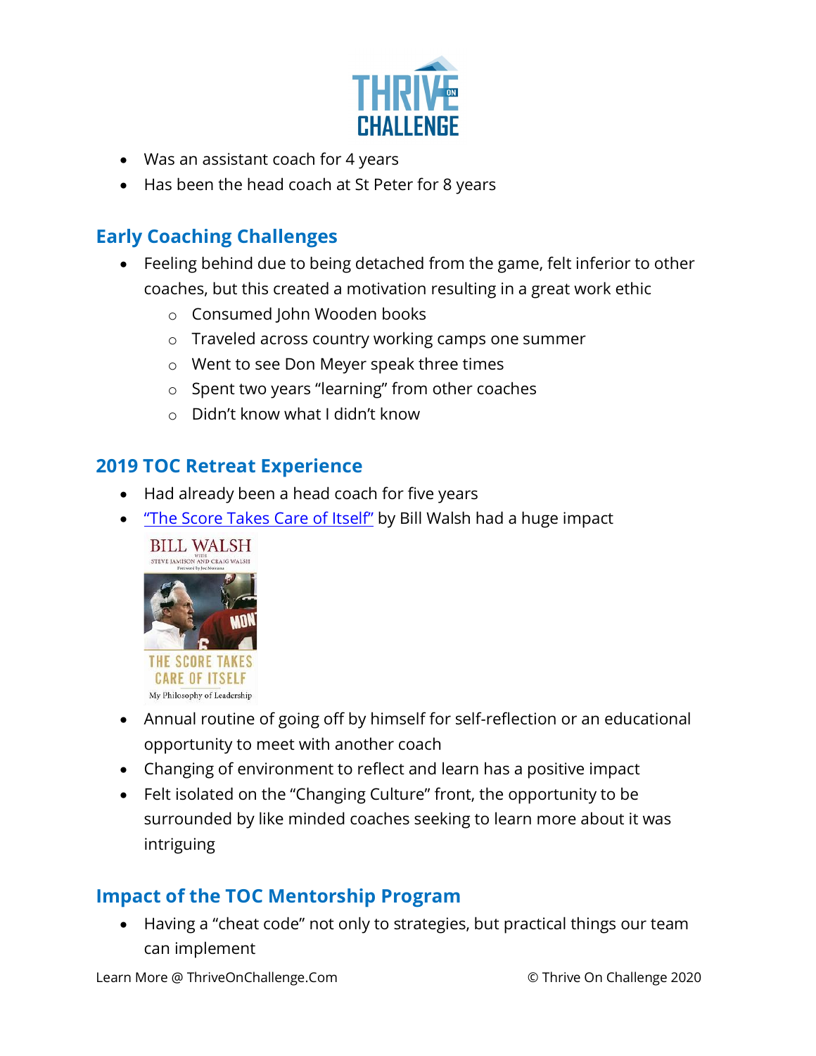- Was an assistant coach for 4 years
- Has been the head coach at St Peter for 8 years

## Early Coaching Challenges

- Feeling behind due to being detached from the game, felt inferior to other coaches, but this created a motivation resulting in a great work ethic
  - Consumed John Wooden books
  - Traveled across country working camps one summer
  - Went to see Don Meyer speak three times
  - Spent two years "learning" from other coaches
  - Didn't know what I didn't know

## 2019 TOC Retreat Experience

- Had already been a head coach for five years
- "The Score Takes Care of Itself" by Bill Walsh had a huge impact
- Annual routine of going off by himself for self-reflection or an educational opportunity to meet with another coach
- Changing of environment to reflect and learn has a positive impact
- Felt isolated on the "Changing Culture" front, the opportunity to be surrounded by like minded coaches seeking to learn more about it was intriguing

## Impact of the TOC Mentorship Program

- Having a "cheat code" not only to strategies, but practical things our team can implement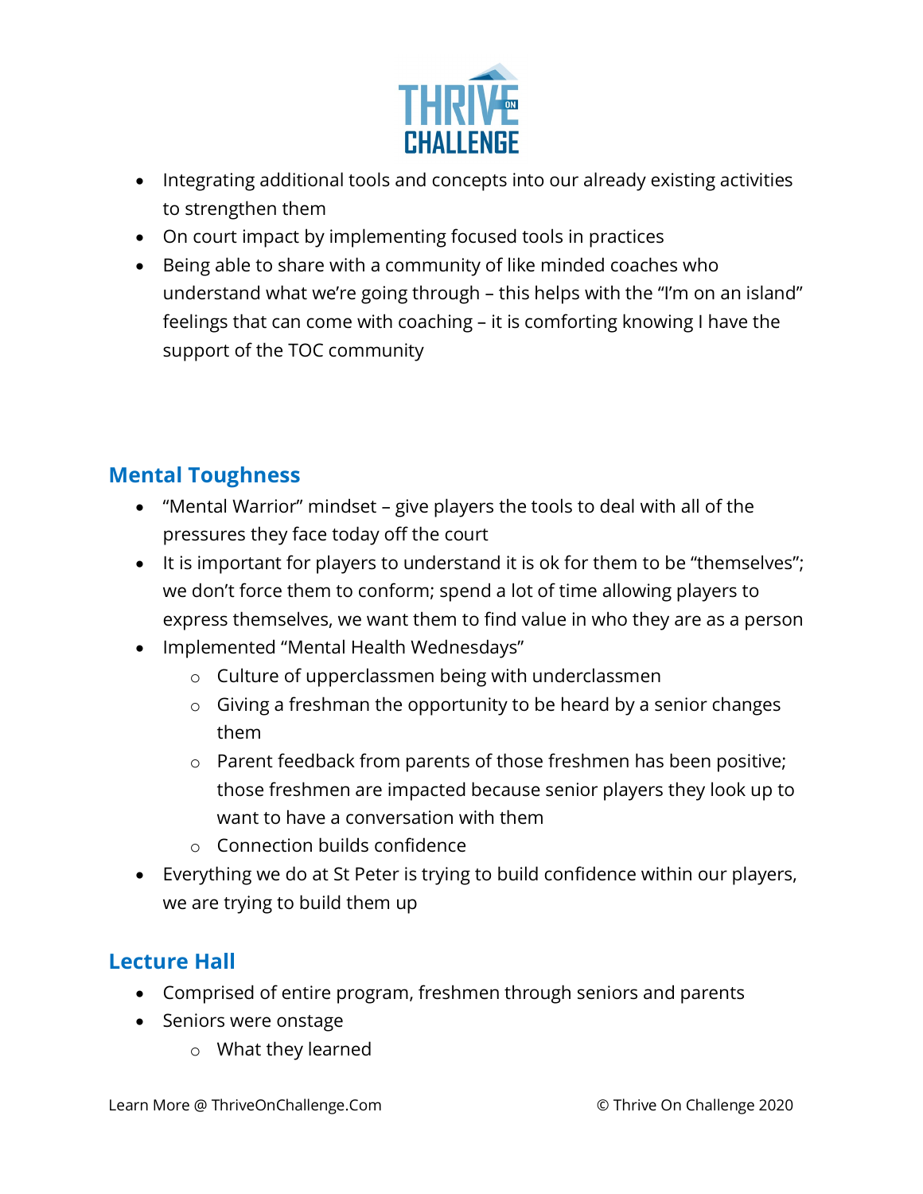- Integrating additional tools and concepts into our already existing activities to strengthen them
- On court impact by implementing focused tools in practices
- Being able to share with a community of like minded coaches who understand what we're going through – this helps with the "I'm on an island" feelings that can come with coaching – it is comforting knowing I have the support of the TOC community

## Mental Toughness

- "Mental Warrior" mindset – give players the tools to deal with all of the pressures they face today off the court
- It is important for players to understand it is ok for them to be "themselves"; we don't force them to conform; spend a lot of time allowing players to express themselves, we want them to find value in who they are as a person
- Implemented "Mental Health Wednesdays"
  - Culture of upperclassmen being with underclassmen
  - Giving a freshman the opportunity to be heard by a senior changes them
  - Parent feedback from parents of those freshmen has been positive; those freshmen are impacted because senior players they look up to want to have a conversation with them
  - Connection builds confidence
- Everything we do at St Peter is trying to build confidence within our players, we are trying to build them up

## Lecture Hall

- Comprised of entire program, freshmen through seniors and parents
- Seniors were onstage
  - What they learned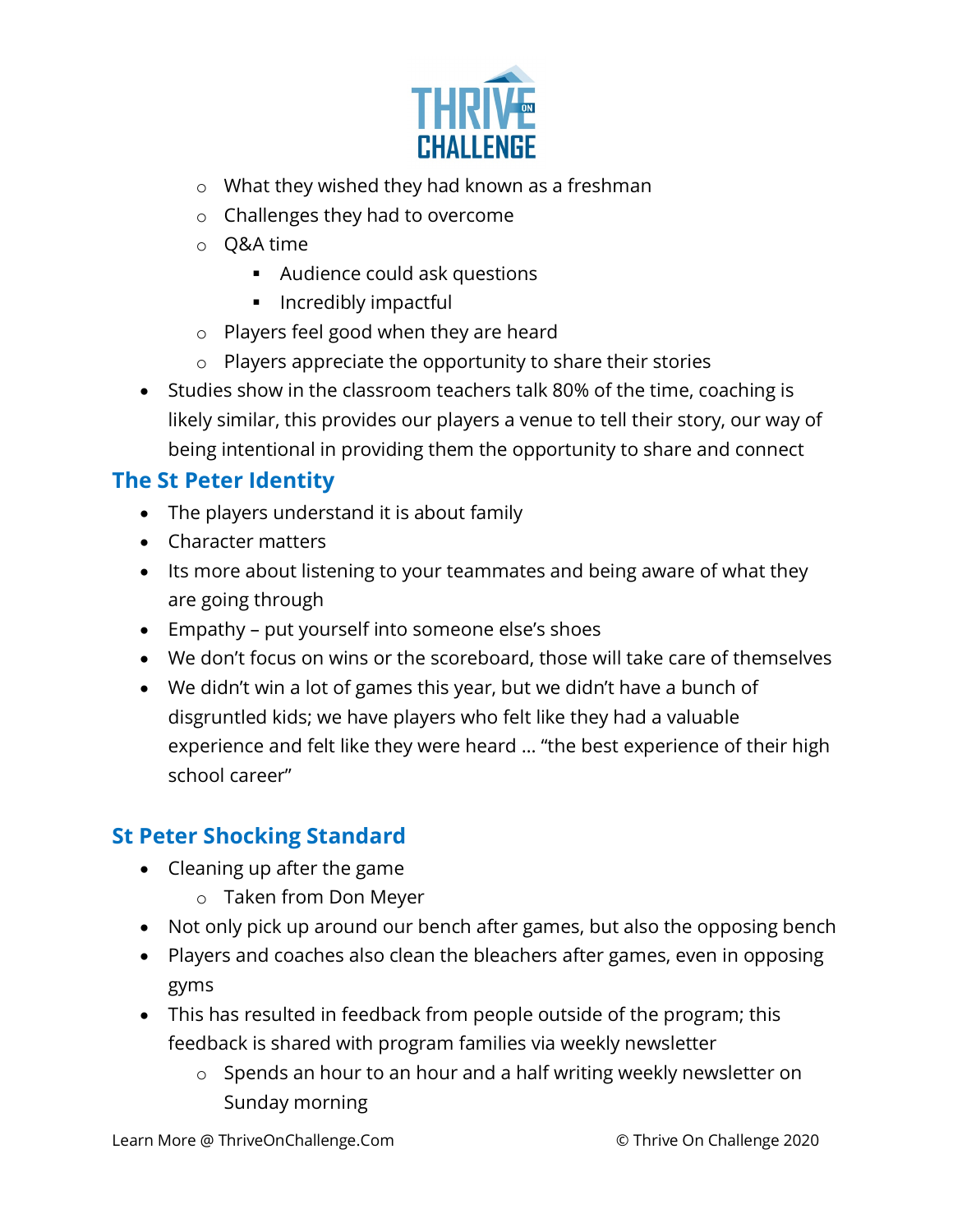- What they wished they had known as a freshman
    - Challenges they had to overcome
    - Q&A time
        - Audience could ask questions
        - Incredibly impactful
    - Players feel good when they are heard
    - Players appreciate the opportunity to share their stories
- Studies show in the classroom teachers talk 80% of the time, coaching is likely similar, this provides our players a venue to tell their story, our way of being intentional in providing them the opportunity to share and connect

## The St Peter Identity

- The players understand it is about family
- Character matters
- Its more about listening to your teammates and being aware of what they are going through
- Empathy – put yourself into someone else's shoes
- We don't focus on wins or the scoreboard, those will take care of themselves
- We didn't win a lot of games this year, but we didn't have a bunch of disgruntled kids; we have players who felt like they had a valuable experience and felt like they were heard … "the best experience of their high school career"

## St Peter Shocking Standard

- Cleaning up after the game
    - Taken from Don Meyer
- Not only pick up around our bench after games, but also the opposing bench
- Players and coaches also clean the bleachers after games, even in opposing gyms
- This has resulted in feedback from people outside of the program; this feedback is shared with program families via weekly newsletter
    - Spends an hour to an hour and a half writing weekly newsletter on Sunday morning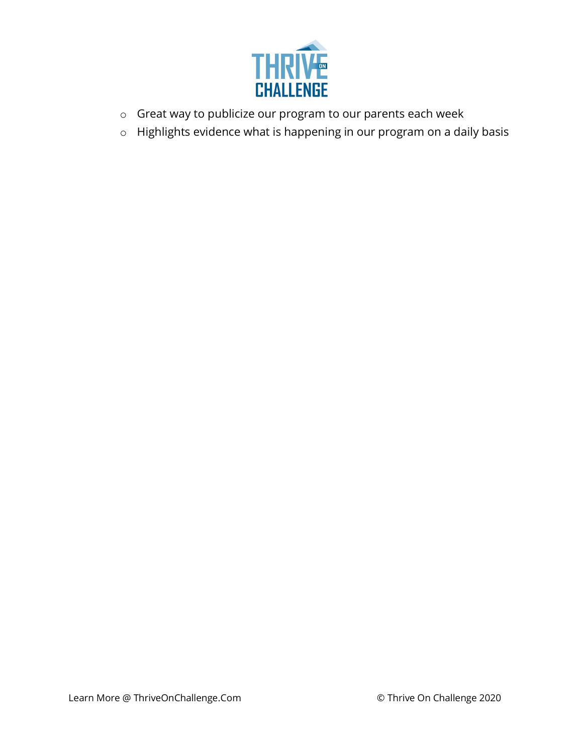- Great way to publicize our program to our parents each week
- Highlights evidence what is happening in our program on a daily basis